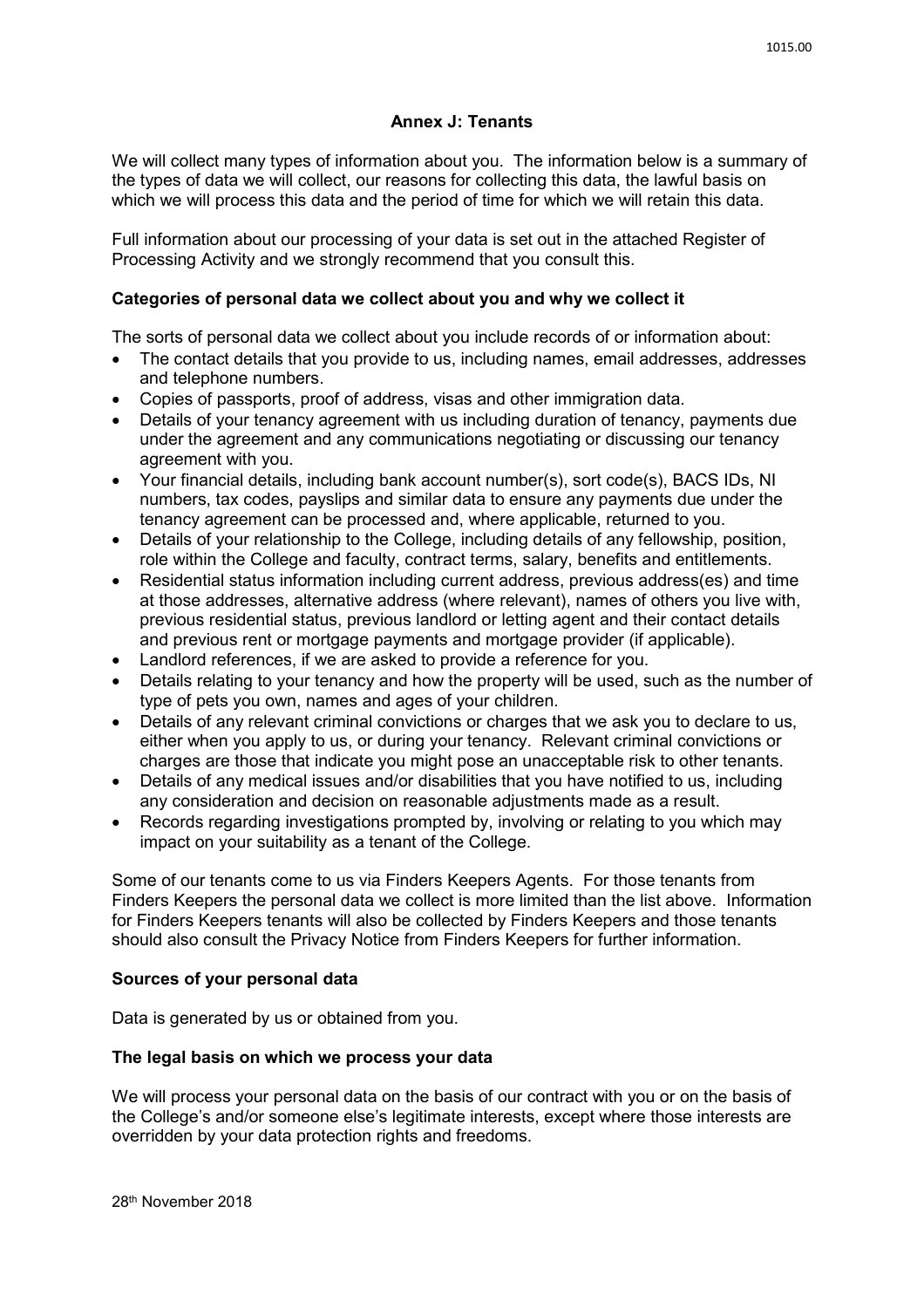## Annex J: Tenants

We will collect many types of information about you. The information below is a summary of the types of data we will collect, our reasons for collecting this data, the lawful basis on which we will process this data and the period of time for which we will retain this data.

Full information about our processing of your data is set out in the attached Register of Processing Activity and we strongly recommend that you consult this.

### Categories of personal data we collect about you and why we collect it

The sorts of personal data we collect about you include records of or information about:

- The contact details that you provide to us, including names, email addresses, addresses and telephone numbers.
- Copies of passports, proof of address, visas and other immigration data.
- Details of your tenancy agreement with us including duration of tenancy, payments due under the agreement and any communications negotiating or discussing our tenancy agreement with you.
- Your financial details, including bank account number(s), sort code(s), BACS IDs, NI numbers, tax codes, payslips and similar data to ensure any payments due under the tenancy agreement can be processed and, where applicable, returned to you.
- Details of your relationship to the College, including details of any fellowship, position, role within the College and faculty, contract terms, salary, benefits and entitlements.
- Residential status information including current address, previous address(es) and time at those addresses, alternative address (where relevant), names of others you live with, previous residential status, previous landlord or letting agent and their contact details and previous rent or mortgage payments and mortgage provider (if applicable).
- Landlord references, if we are asked to provide a reference for you.
- Details relating to your tenancy and how the property will be used, such as the number of type of pets you own, names and ages of your children.
- Details of any relevant criminal convictions or charges that we ask you to declare to us, either when you apply to us, or during your tenancy. Relevant criminal convictions or charges are those that indicate you might pose an unacceptable risk to other tenants.
- Details of any medical issues and/or disabilities that you have notified to us, including any consideration and decision on reasonable adjustments made as a result.
- Records regarding investigations prompted by, involving or relating to you which may impact on your suitability as a tenant of the College.

Some of our tenants come to us via Finders Keepers Agents. For those tenants from Finders Keepers the personal data we collect is more limited than the list above. Information for Finders Keepers tenants will also be collected by Finders Keepers and those tenants should also consult the Privacy Notice from Finders Keepers for further information.

### Sources of your personal data

Data is generated by us or obtained from you.

### The legal basis on which we process your data

We will process your personal data on the basis of our contract with you or on the basis of the College's and/or someone else's legitimate interests, except where those interests are overridden by your data protection rights and freedoms.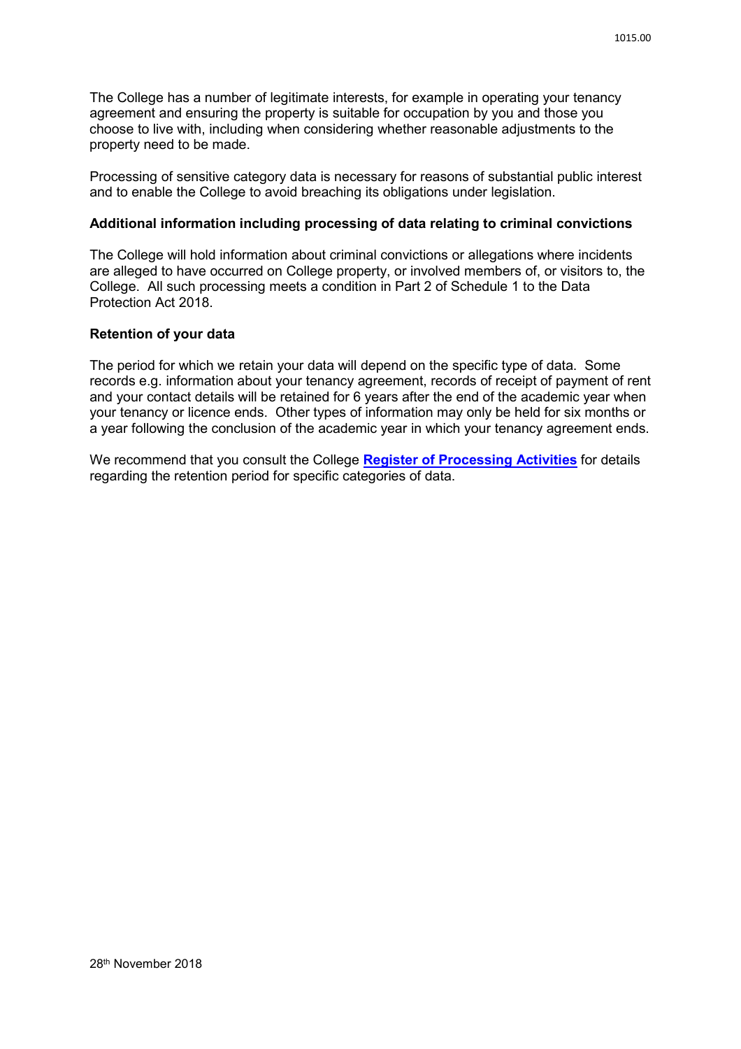The College has a number of legitimate interests, for example in operating your tenancy agreement and ensuring the property is suitable for occupation by you and those you choose to live with, including when considering whether reasonable adjustments to the property need to be made.

Processing of sensitive category data is necessary for reasons of substantial public interest and to enable the College to avoid breaching its obligations under legislation.

**Additional information including processing of data relating to criminal convictions**

The College will hold information about criminal convictions or allegations where incidents are alleged to have occurred on College property, or involved members of, or visitors to, the College. All such processing meets a condition in Part 2 of Schedule 1 to the Data Protection Act 2018.

**Retention of your data**

The period for which we retain your data will depend on the specific type of data. Some records e.g. information about your tenancy agreement, records of receipt of payment of rent and your contact details will be retained for 6 years after the end of the academic year when your tenancy or licence ends. Other types of information may only be held for six months or a year following the conclusion of the academic year in which your tenancy agreement ends.

We recommend that you consult the College **Register of Processing Activities** for details regarding the retention period for specific categories of data.

28th November 2018